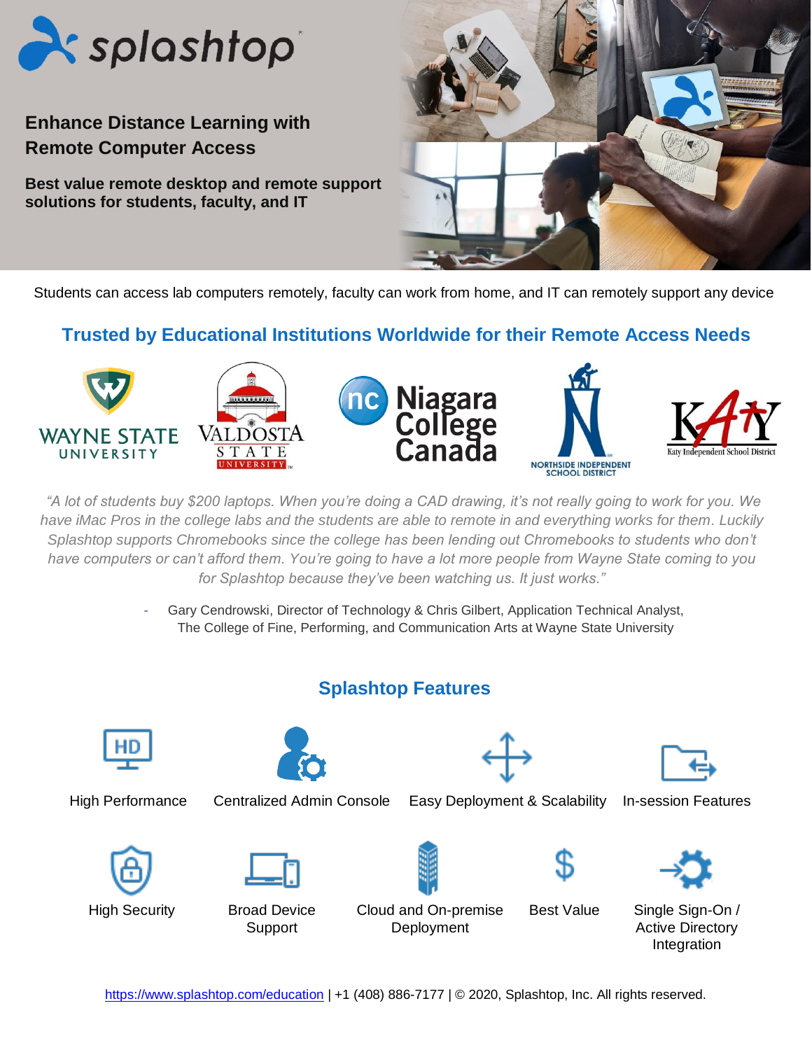# Enhance Distance Learning with Remote Computer Access

**Best value remote desktop and remote support solutions for students, faculty, and IT**

Students can access lab computers remotely, faculty can work from home, and IT can remotely support any device

## Trusted by Educational Institutions Worldwide for their Remote Access Needs

Wayne State University | Valdosta State University | Niagara College Canada | Northside Independent School District | Katy Independent School District

*"A lot of students buy $200 laptops. When you're doing a CAD drawing, it's not really going to work for you. We have iMac Pros in the college labs and the students are able to remote in and everything works for them. Luckily Splashtop supports Chromebooks since the college has been lending out Chromebooks to students who don't have computers or can't afford them. You're going to have a lot more people from Wayne State coming to you for Splashtop because they've been watching us. It just works."*

- Gary Cendrowski, Director of Technology & Chris Gilbert, Application Technical Analyst, The College of Fine, Performing, and Communication Arts at Wayne State University

## Splashtop Features

- High Performance
- Centralized Admin Console
- Easy Deployment & Scalability
- In-session Features
- High Security
- Broad Device Support
- Cloud and On-premise Deployment
- Best Value
- Single Sign-On / Active Directory Integration

https://www.splashtop.com/education | +1 (408) 886-7177 | © 2020, Splashtop, Inc. All rights reserved.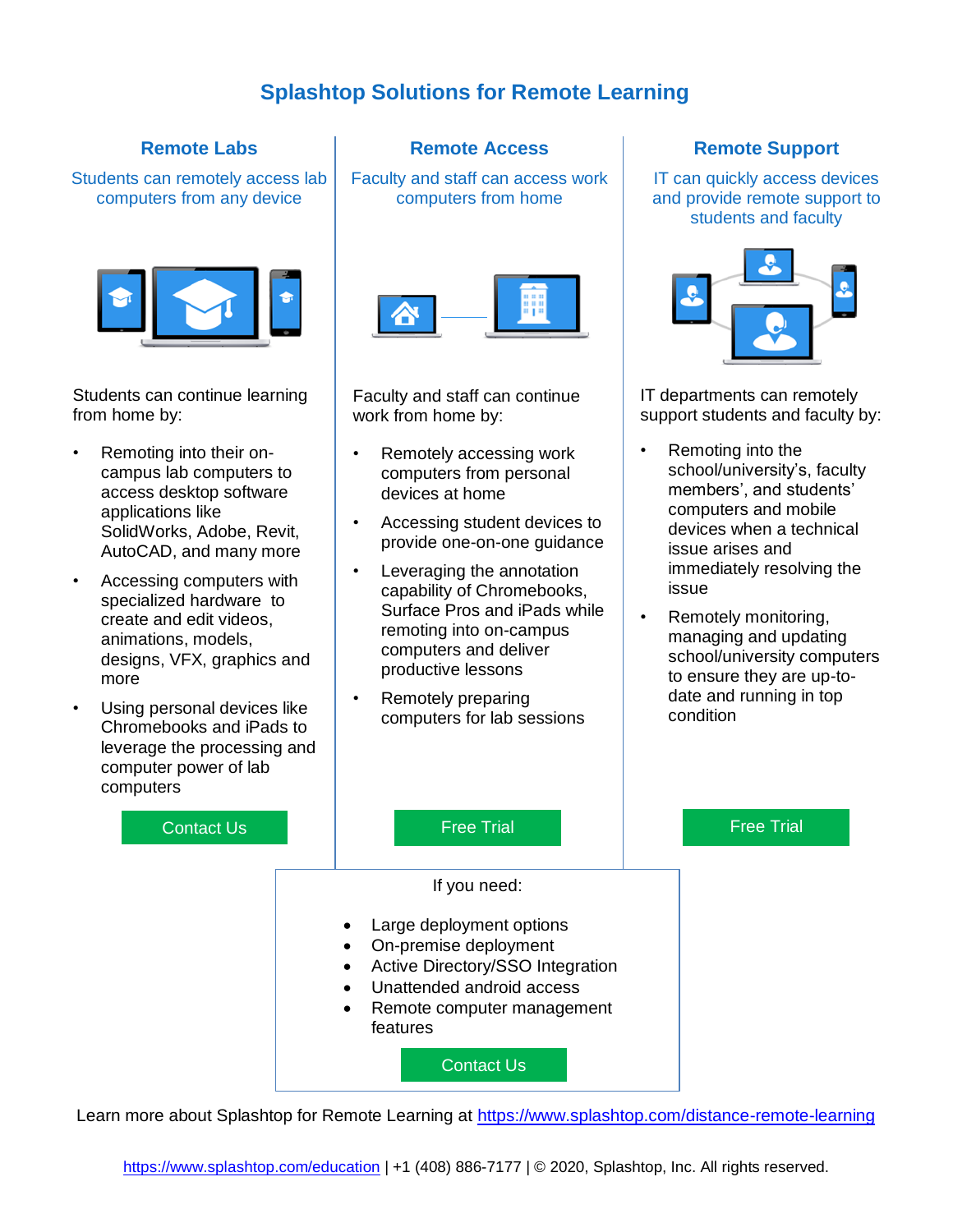# Splashtop Solutions for Remote Learning

## Remote Labs

Students can remotely access lab computers from any device

Students can continue learning from home by:

- Remoting into their on-campus lab computers to access desktop software applications like SolidWorks, Adobe, Revit, AutoCAD, and many more
- Accessing computers with specialized hardware to create and edit videos, animations, models, designs, VFX, graphics and more
- Using personal devices like Chromebooks and iPads to leverage the processing and computer power of lab computers

Contact Us

## Remote Access

Faculty and staff can access work computers from home

Faculty and staff can continue work from home by:

- Remotely accessing work computers from personal devices at home
- Accessing student devices to provide one-on-one guidance
- Leveraging the annotation capability of Chromebooks, Surface Pros and iPads while remoting into on-campus computers and deliver productive lessons
- Remotely preparing computers for lab sessions

Free Trial

## Remote Support

IT can quickly access devices and provide remote support to students and faculty

IT departments can remotely support students and faculty by:

- Remoting into the school/university's, faculty members', and students' computers and mobile devices when a technical issue arises and immediately resolving the issue
- Remotely monitoring, managing and updating school/university computers to ensure they are up-to-date and running in top condition

Free Trial

---

If you need:

- Large deployment options
- On-premise deployment
- Active Directory/SSO Integration
- Unattended android access
- Remote computer management features

Contact Us

Learn more about Splashtop for Remote Learning at https://www.splashtop.com/distance-remote-learning

https://www.splashtop.com/education | +1 (408) 886-7177 | © 2020, Splashtop, Inc. All rights reserved.